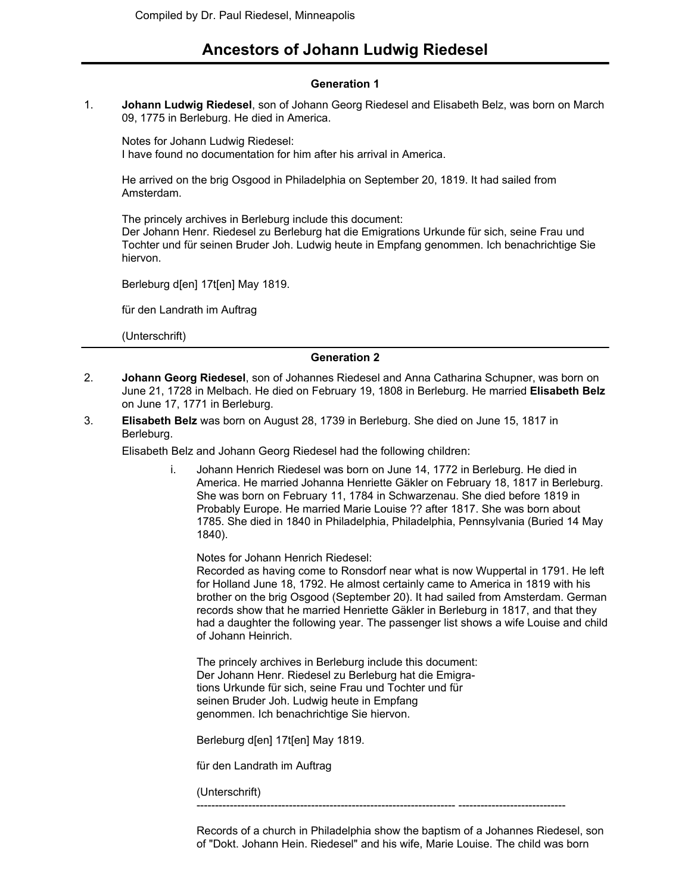Compiled by Dr. Paul Riedesel, Minneapolis

# Ancestors of Johann Ludwig Riedesel

## Generation 1

1. **Johann Ludwig Riedesel**, son of Johann Georg Riedesel and Elisabeth Belz, was born on March 09, 1775 in Berleburg. He died in America.

   Notes for Johann Ludwig Riedesel:
   I have found no documentation for him after his arrival in America.

   He arrived on the brig Osgood in Philadelphia on September 20, 1819. It had sailed from Amsterdam.

   The princely archives in Berleburg include this document:
   Der Johann Henr. Riedesel zu Berleburg hat die Emigrations Urkunde für sich, seine Frau und Tochter und für seinen Bruder Joh. Ludwig heute in Empfang genommen. Ich benachrichtige Sie hiervon.

   Berleburg d[en] 17t[en] May 1819.

   für den Landrath im Auftrag

   (Unterschrift)

## Generation 2

2. **Johann Georg Riedesel**, son of Johannes Riedesel and Anna Catharina Schupner, was born on June 21, 1728 in Melbach. He died on February 19, 1808 in Berleburg. He married **Elisabeth Belz** on June 17, 1771 in Berleburg.

3. **Elisabeth Belz** was born on August 28, 1739 in Berleburg. She died on June 15, 1817 in Berleburg.

   Elisabeth Belz and Johann Georg Riedesel had the following children:

   i. Johann Henrich Riedesel was born on June 14, 1772 in Berleburg. He died in America. He married Johanna Henriette Gäkler on February 18, 1817 in Berleburg. She was born on February 11, 1784 in Schwarzenau. She died before 1819 in Probably Europe. He married Marie Louise ?? after 1817. She was born about 1785. She died in 1840 in Philadelphia, Philadelphia, Pennsylvania (Buried 14 May 1840).

   Notes for Johann Henrich Riedesel:
   Recorded as having come to Ronsdorf near what is now Wuppertal in 1791. He left for Holland June 18, 1792. He almost certainly came to America in 1819 with his brother on the brig Osgood (September 20). It had sailed from Amsterdam. German records show that he married Henriette Gäkler in Berleburg in 1817, and that they had a daughter the following year. The passenger list shows a wife Louise and child of Johann Heinrich.

   The princely archives in Berleburg include this document:
   Der Johann Henr. Riedesel zu Berleburg hat die Emigrations Urkunde für sich, seine Frau und Tochter und für seinen Bruder Joh. Ludwig heute in Empfang genommen. Ich benachrichtige Sie hiervon.

   Berleburg d[en] 17t[en] May 1819.

   für den Landrath im Auftrag

   (Unterschrift)

   ---

   Records of a church in Philadelphia show the baptism of a Johannes Riedesel, son of "Dokt. Johann Hein. Riedesel" and his wife, Marie Louise. The child was born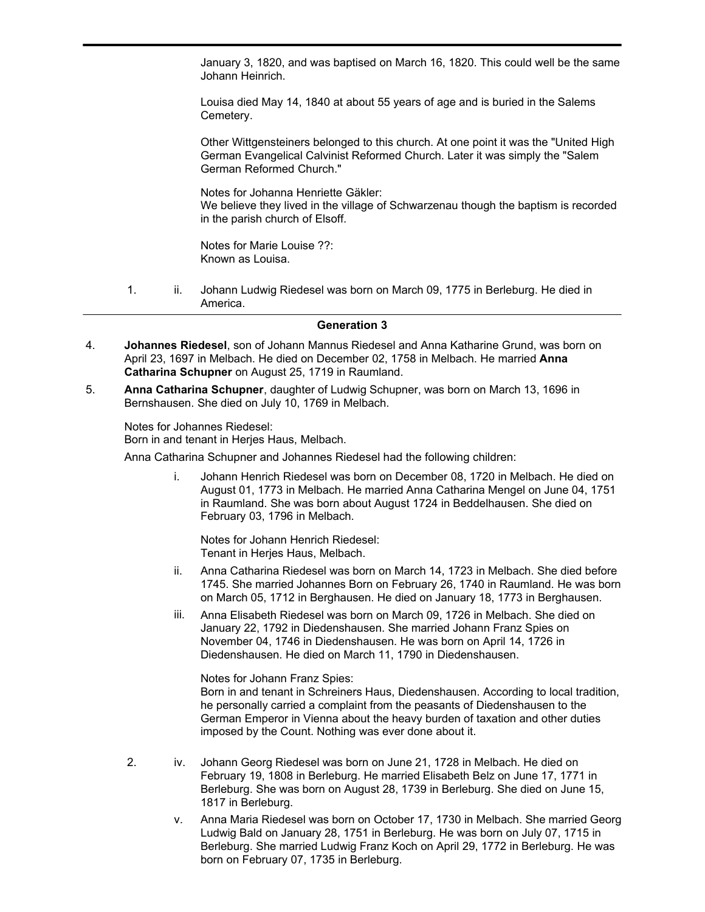January 3, 1820, and was baptised on March 16, 1820. This could well be the same Johann Heinrich.

Louisa died May 14, 1840 at about 55 years of age and is buried in the Salems Cemetery.

Other Wittgensteiners belonged to this church. At one point it was the "United High German Evangelical Calvinist Reformed Church. Later it was simply the "Salem German Reformed Church."

Notes for Johanna Henriette Gäkler:
We believe they lived in the village of Schwarzenau though the baptism is recorded in the parish church of Elsoff.

Notes for Marie Louise ??:
Known as Louisa.

1. ii. Johann Ludwig Riedesel was born on March 09, 1775 in Berleburg. He died in America.

## Generation 3

4. **Johannes Riedesel**, son of Johann Mannus Riedesel and Anna Katharine Grund, was born on April 23, 1697 in Melbach. He died on December 02, 1758 in Melbach. He married **Anna Catharina Schupner** on August 25, 1719 in Raumland.

5. **Anna Catharina Schupner**, daughter of Ludwig Schupner, was born on March 13, 1696 in Bernshausen. She died on July 10, 1769 in Melbach.

Notes for Johannes Riedesel:
Born in and tenant in Herjes Haus, Melbach.

Anna Catharina Schupner and Johannes Riedesel had the following children:

i. Johann Henrich Riedesel was born on December 08, 1720 in Melbach. He died on August 01, 1773 in Melbach. He married Anna Catharina Mengel on June 04, 1751 in Raumland. She was born about August 1724 in Beddelhausen. She died on February 03, 1796 in Melbach.

Notes for Johann Henrich Riedesel:
Tenant in Herjes Haus, Melbach.

ii. Anna Catharina Riedesel was born on March 14, 1723 in Melbach. She died before 1745. She married Johannes Born on February 26, 1740 in Raumland. He was born on March 05, 1712 in Berghausen. He died on January 18, 1773 in Berghausen.

iii. Anna Elisabeth Riedesel was born on March 09, 1726 in Melbach. She died on January 22, 1792 in Diedenshausen. She married Johann Franz Spies on November 04, 1746 in Diedenshausen. He was born on April 14, 1726 in Diedenshausen. He died on March 11, 1790 in Diedenshausen.

Notes for Johann Franz Spies:
Born in and tenant in Schreiners Haus, Diedenshausen. According to local tradition, he personally carried a complaint from the peasants of Diedenshausen to the German Emperor in Vienna about the heavy burden of taxation and other duties imposed by the Count. Nothing was ever done about it.

2. iv. Johann Georg Riedesel was born on June 21, 1728 in Melbach. He died on February 19, 1808 in Berleburg. He married Elisabeth Belz on June 17, 1771 in Berleburg. She was born on August 28, 1739 in Berleburg. She died on June 15, 1817 in Berleburg.

v. Anna Maria Riedesel was born on October 17, 1730 in Melbach. She married Georg Ludwig Bald on January 28, 1751 in Berleburg. He was born on July 07, 1715 in Berleburg. She married Ludwig Franz Koch on April 29, 1772 in Berleburg. He was born on February 07, 1735 in Berleburg.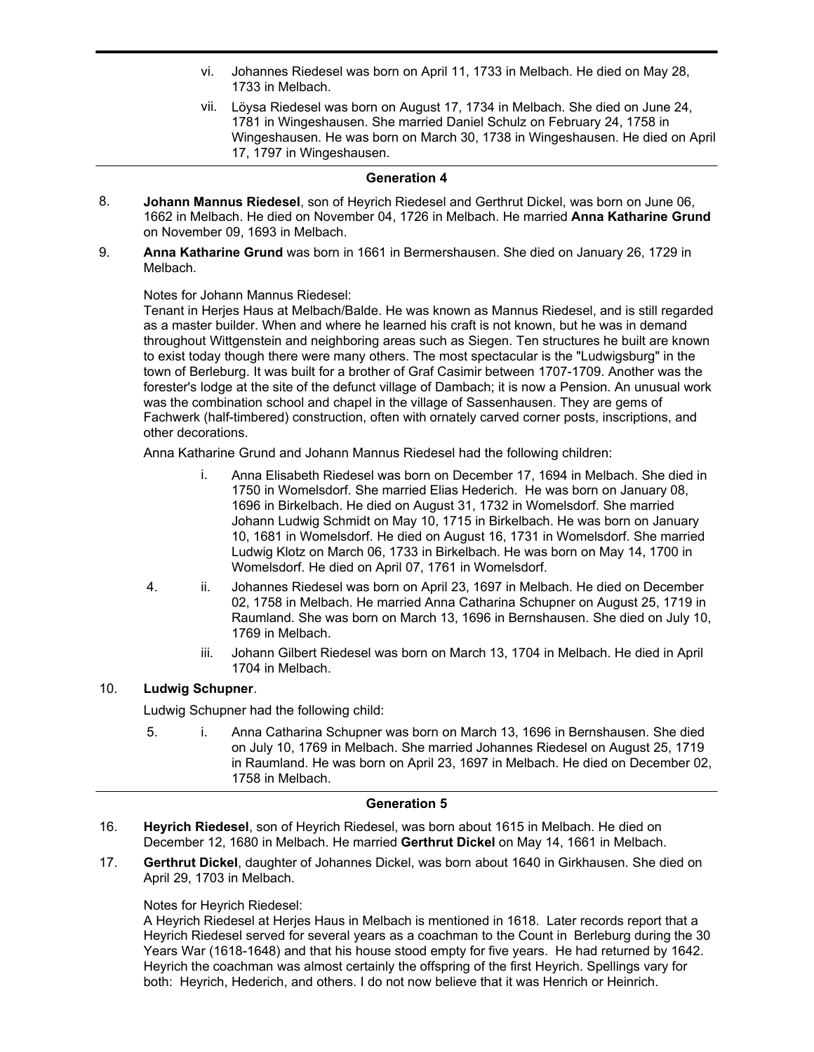vi. Johannes Riedesel was born on April 11, 1733 in Melbach. He died on May 28, 1733 in Melbach.

vii. Löysa Riedesel was born on August 17, 1734 in Melbach. She died on June 24, 1781 in Wingeshausen. She married Daniel Schulz on February 24, 1758 in Wingeshausen. He was born on March 30, 1738 in Wingeshausen. He died on April 17, 1797 in Wingeshausen.

## Generation 4

8. **Johann Mannus Riedesel**, son of Heyrich Riedesel and Gerthrut Dickel, was born on June 06, 1662 in Melbach. He died on November 04, 1726 in Melbach. He married **Anna Katharine Grund** on November 09, 1693 in Melbach.

9. **Anna Katharine Grund** was born in 1661 in Bermershausen. She died on January 26, 1729 in Melbach.

Notes for Johann Mannus Riedesel:
Tenant in Herjes Haus at Melbach/Balde. He was known as Mannus Riedesel, and is still regarded as a master builder. When and where he learned his craft is not known, but he was in demand throughout Wittgenstein and neighboring areas such as Siegen. Ten structures he built are known to exist today though there were many others. The most spectacular is the "Ludwigsburg" in the town of Berleburg. It was built for a brother of Graf Casimir between 1707-1709. Another was the forester's lodge at the site of the defunct village of Dambach; it is now a Pension. An unusual work was the combination school and chapel in the village of Sassenhausen. They are gems of Fachwerk (half-timbered) construction, often with ornately carved corner posts, inscriptions, and other decorations.

Anna Katharine Grund and Johann Mannus Riedesel had the following children:

i. Anna Elisabeth Riedesel was born on December 17, 1694 in Melbach. She died in 1750 in Womelsdorf. She married Elias Hederich. He was born on January 08, 1696 in Birkelbach. He died on August 31, 1732 in Womelsdorf. She married Johann Ludwig Schmidt on May 10, 1715 in Birkelbach. He was born on January 10, 1681 in Womelsdorf. He died on August 16, 1731 in Womelsdorf. She married Ludwig Klotz on March 06, 1733 in Birkelbach. He was born on May 14, 1700 in Womelsdorf. He died on April 07, 1761 in Womelsdorf.

4. ii. Johannes Riedesel was born on April 23, 1697 in Melbach. He died on December 02, 1758 in Melbach. He married Anna Catharina Schupner on August 25, 1719 in Raumland. She was born on March 13, 1696 in Bernshausen. She died on July 10, 1769 in Melbach.

iii. Johann Gilbert Riedesel was born on March 13, 1704 in Melbach. He died in April 1704 in Melbach.

10. **Ludwig Schupner**.

Ludwig Schupner had the following child:

5. i. Anna Catharina Schupner was born on March 13, 1696 in Bernshausen. She died on July 10, 1769 in Melbach. She married Johannes Riedesel on August 25, 1719 in Raumland. He was born on April 23, 1697 in Melbach. He died on December 02, 1758 in Melbach.

## Generation 5

16. **Heyrich Riedesel**, son of Heyrich Riedesel, was born about 1615 in Melbach. He died on December 12, 1680 in Melbach. He married **Gerthrut Dickel** on May 14, 1661 in Melbach.

17. **Gerthrut Dickel**, daughter of Johannes Dickel, was born about 1640 in Girkhausen. She died on April 29, 1703 in Melbach.

Notes for Heyrich Riedesel:
A Heyrich Riedesel at Herjes Haus in Melbach is mentioned in 1618. Later records report that a Heyrich Riedesel served for several years as a coachman to the Count in Berleburg during the 30 Years War (1618-1648) and that his house stood empty for five years. He had returned by 1642. Heyrich the coachman was almost certainly the offspring of the first Heyrich. Spellings vary for both: Heyrich, Hederich, and others. I do not now believe that it was Henrich or Heinrich.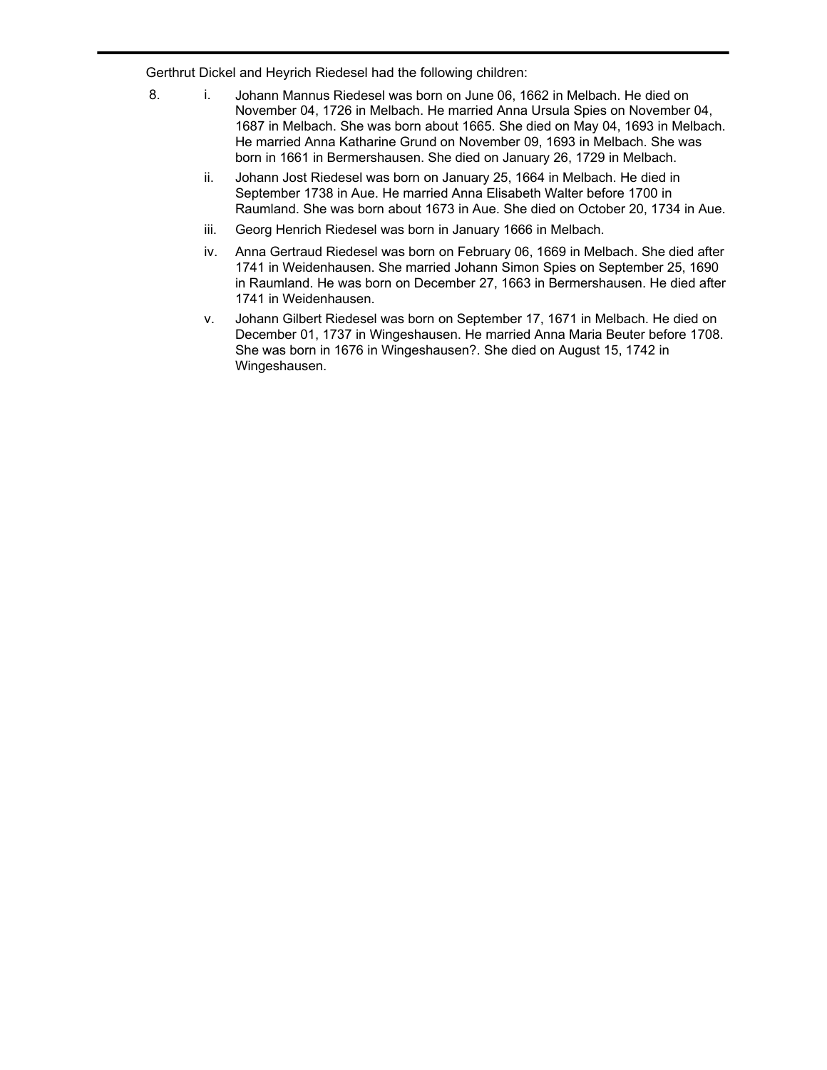Gerthrut Dickel and Heyrich Riedesel had the following children:

8. i. Johann Mannus Riedesel was born on June 06, 1662 in Melbach. He died on November 04, 1726 in Melbach. He married Anna Ursula Spies on November 04, 1687 in Melbach. She was born about 1665. She died on May 04, 1693 in Melbach. He married Anna Katharine Grund on November 09, 1693 in Melbach. She was born in 1661 in Bermershausen. She died on January 26, 1729 in Melbach.

ii. Johann Jost Riedesel was born on January 25, 1664 in Melbach. He died in September 1738 in Aue. He married Anna Elisabeth Walter before 1700 in Raumland. She was born about 1673 in Aue. She died on October 20, 1734 in Aue.

iii. Georg Henrich Riedesel was born in January 1666 in Melbach.

iv. Anna Gertraud Riedesel was born on February 06, 1669 in Melbach. She died after 1741 in Weidenhausen. She married Johann Simon Spies on September 25, 1690 in Raumland. He was born on December 27, 1663 in Bermershausen. He died after 1741 in Weidenhausen.

v. Johann Gilbert Riedesel was born on September 17, 1671 in Melbach. He died on December 01, 1737 in Wingeshausen. He married Anna Maria Beuter before 1708. She was born in 1676 in Wingeshausen?. She died on August 15, 1742 in Wingeshausen.